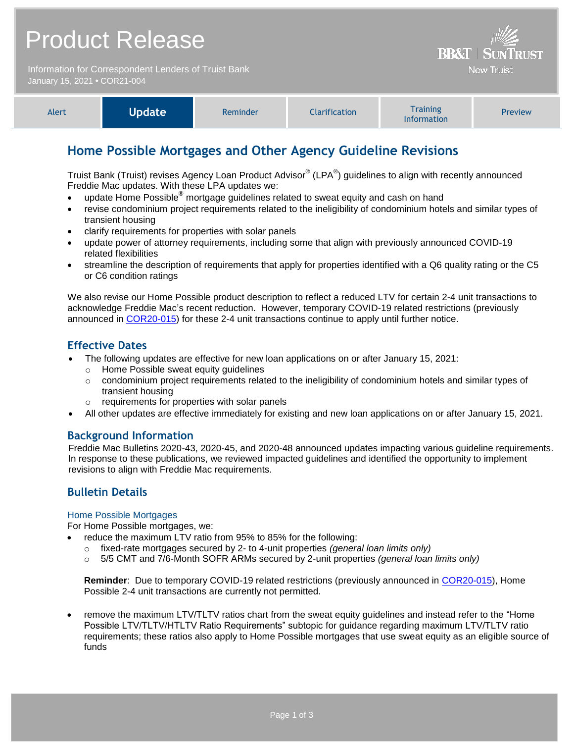# Product Release

Information for Correspondent Lenders of Truist Bank
January 15, 2021 • COR21-004

BB&T | SUNTRUST
Now Truist

| Alert | **Update** | Reminder | Clarification | Training Information | Preview |
|---|---|---|---|---|---|

## Home Possible Mortgages and Other Agency Guideline Revisions

Truist Bank (Truist) revises Agency Loan Product Advisor® (LPA®) guidelines to align with recently announced Freddie Mac updates. With these LPA updates we:

- update Home Possible® mortgage guidelines related to sweat equity and cash on hand
- revise condominium project requirements related to the ineligibility of condominium hotels and similar types of transient housing
- clarify requirements for properties with solar panels
- update power of attorney requirements, including some that align with previously announced COVID-19 related flexibilities
- streamline the description of requirements that apply for properties identified with a Q6 quality rating or the C5 or C6 condition ratings

We also revise our Home Possible product description to reflect a reduced LTV for certain 2-4 unit transactions to acknowledge Freddie Mac's recent reduction. However, temporary COVID-19 related restrictions (previously announced in COR20-015) for these 2-4 unit transactions continue to apply until further notice.

### Effective Dates

- The following updates are effective for new loan applications on or after January 15, 2021:
  - Home Possible sweat equity guidelines
  - condominium project requirements related to the ineligibility of condominium hotels and similar types of transient housing
  - requirements for properties with solar panels
- All other updates are effective immediately for existing and new loan applications on or after January 15, 2021.

### Background Information

Freddie Mac Bulletins 2020-43, 2020-45, and 2020-48 announced updates impacting various guideline requirements. In response to these publications, we reviewed impacted guidelines and identified the opportunity to implement revisions to align with Freddie Mac requirements.

### Bulletin Details

#### Home Possible Mortgages

For Home Possible mortgages, we:

- reduce the maximum LTV ratio from 95% to 85% for the following:
  - fixed-rate mortgages secured by 2- to 4-unit properties *(general loan limits only)*
  - 5/5 CMT and 7/6-Month SOFR ARMs secured by 2-unit properties *(general loan limits only)*

  **Reminder**: Due to temporary COVID-19 related restrictions (previously announced in COR20-015), Home Possible 2-4 unit transactions are currently not permitted.

- remove the maximum LTV/TLTV ratios chart from the sweat equity guidelines and instead refer to the "Home Possible LTV/TLTV/HTLTV Ratio Requirements" subtopic for guidance regarding maximum LTV/TLTV ratio requirements; these ratios also apply to Home Possible mortgages that use sweat equity as an eligible source of funds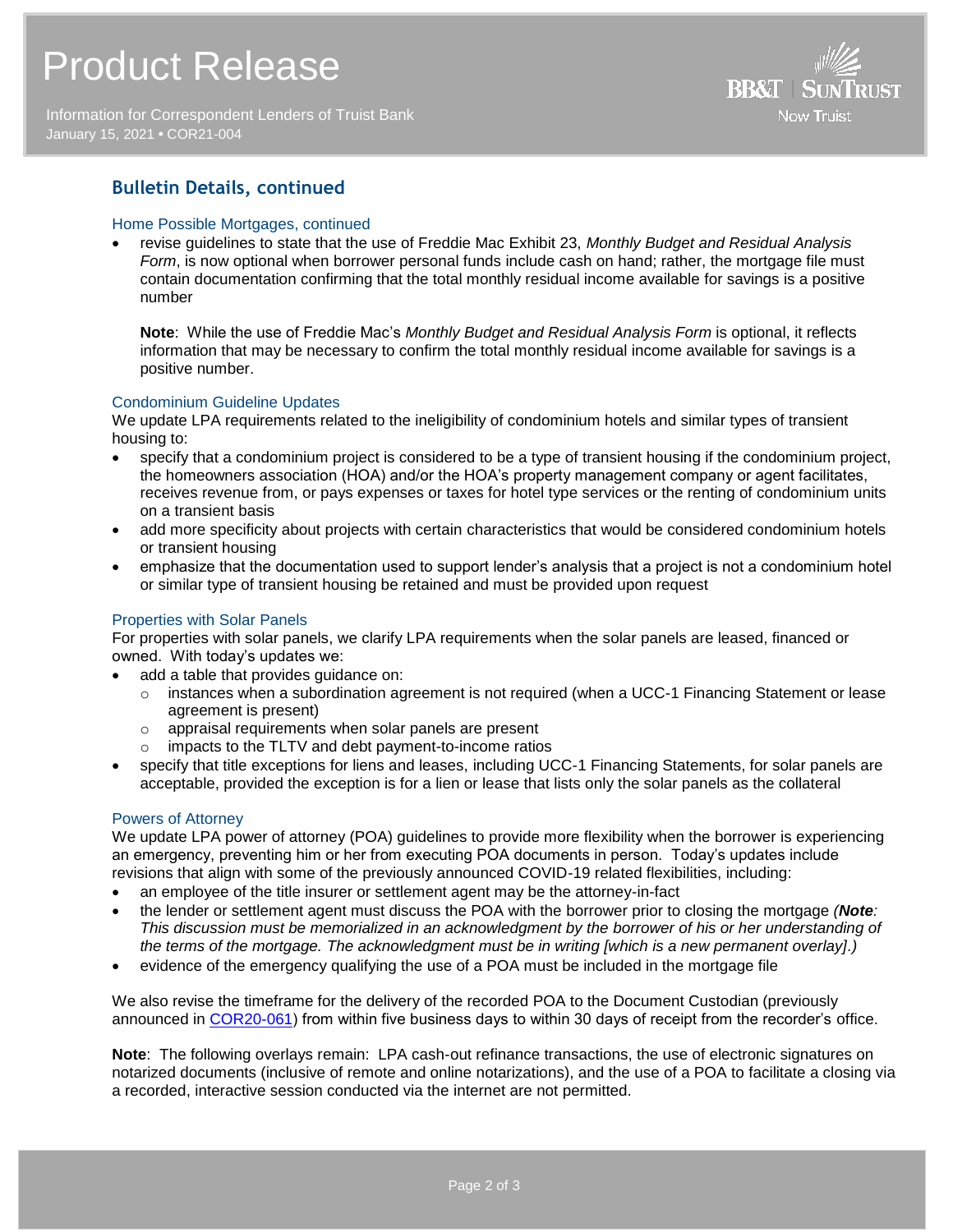## Bulletin Details, continued

### Home Possible Mortgages, continued

- revise guidelines to state that the use of Freddie Mac Exhibit 23, *Monthly Budget and Residual Analysis Form*, is now optional when borrower personal funds include cash on hand; rather, the mortgage file must contain documentation confirming that the total monthly residual income available for savings is a positive number

  **Note**: While the use of Freddie Mac's *Monthly Budget and Residual Analysis Form* is optional, it reflects information that may be necessary to confirm the total monthly residual income available for savings is a positive number.

### Condominium Guideline Updates

We update LPA requirements related to the ineligibility of condominium hotels and similar types of transient housing to:

- specify that a condominium project is considered to be a type of transient housing if the condominium project, the homeowners association (HOA) and/or the HOA's property management company or agent facilitates, receives revenue from, or pays expenses or taxes for hotel type services or the renting of condominium units on a transient basis
- add more specificity about projects with certain characteristics that would be considered condominium hotels or transient housing
- emphasize that the documentation used to support lender's analysis that a project is not a condominium hotel or similar type of transient housing be retained and must be provided upon request

### Properties with Solar Panels

For properties with solar panels, we clarify LPA requirements when the solar panels are leased, financed or owned. With today's updates we:

- add a table that provides guidance on:
  - instances when a subordination agreement is not required (when a UCC-1 Financing Statement or lease agreement is present)
  - appraisal requirements when solar panels are present
  - impacts to the TLTV and debt payment-to-income ratios
- specify that title exceptions for liens and leases, including UCC-1 Financing Statements, for solar panels are acceptable, provided the exception is for a lien or lease that lists only the solar panels as the collateral

### Powers of Attorney

We update LPA power of attorney (POA) guidelines to provide more flexibility when the borrower is experiencing an emergency, preventing him or her from executing POA documents in person. Today's updates include revisions that align with some of the previously announced COVID-19 related flexibilities, including:

- an employee of the title insurer or settlement agent may be the attorney-in-fact
- the lender or settlement agent must discuss the POA with the borrower prior to closing the mortgage *(**Note**: This discussion must be memorialized in an acknowledgment by the borrower of his or her understanding of the terms of the mortgage. The acknowledgment must be in writing [which is a new permanent overlay].)*
- evidence of the emergency qualifying the use of a POA must be included in the mortgage file

We also revise the timeframe for the delivery of the recorded POA to the Document Custodian (previously announced in COR20-061) from within five business days to within 30 days of receipt from the recorder's office.

**Note**: The following overlays remain: LPA cash-out refinance transactions, the use of electronic signatures on notarized documents (inclusive of remote and online notarizations), and the use of a POA to facilitate a closing via a recorded, interactive session conducted via the internet are not permitted.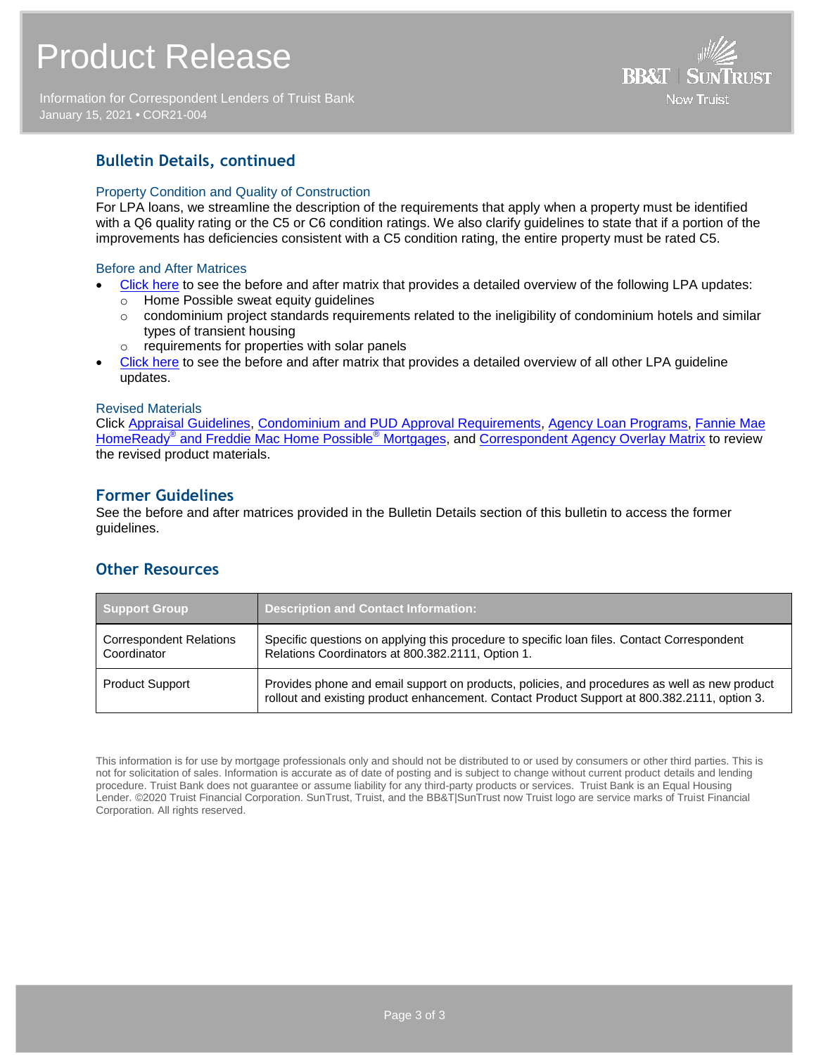## Bulletin Details, continued

### Property Condition and Quality of Construction

For LPA loans, we streamline the description of the requirements that apply when a property must be identified with a Q6 quality rating or the C5 or C6 condition ratings. We also clarify guidelines to state that if a portion of the improvements has deficiencies consistent with a C5 condition rating, the entire property must be rated C5.

### Before and After Matrices

- Click here to see the before and after matrix that provides a detailed overview of the following LPA updates:
  - Home Possible sweat equity guidelines
  - condominium project standards requirements related to the ineligibility of condominium hotels and similar types of transient housing
  - requirements for properties with solar panels
- Click here to see the before and after matrix that provides a detailed overview of all other LPA guideline updates.

### Revised Materials

Click Appraisal Guidelines, Condominium and PUD Approval Requirements, Agency Loan Programs, Fannie Mae HomeReady® and Freddie Mac Home Possible® Mortgages, and Correspondent Agency Overlay Matrix to review the revised product materials.

## Former Guidelines

See the before and after matrices provided in the Bulletin Details section of this bulletin to access the former guidelines.

## Other Resources

| Support Group | Description and Contact Information: |
|---|---|
| Correspondent Relations Coordinator | Specific questions on applying this procedure to specific loan files. Contact Correspondent Relations Coordinators at 800.382.2111, Option 1. |
| Product Support | Provides phone and email support on products, policies, and procedures as well as new product rollout and existing product enhancement. Contact Product Support at 800.382.2111, option 3. |

This information is for use by mortgage professionals only and should not be distributed to or used by consumers or other third parties. This is not for solicitation of sales. Information is accurate as of date of posting and is subject to change without current product details and lending procedure. Truist Bank does not guarantee or assume liability for any third-party products or services. Truist Bank is an Equal Housing Lender. ©2020 Truist Financial Corporation. SunTrust, Truist, and the BB&T|SunTrust now Truist logo are service marks of Truist Financial Corporation. All rights reserved.